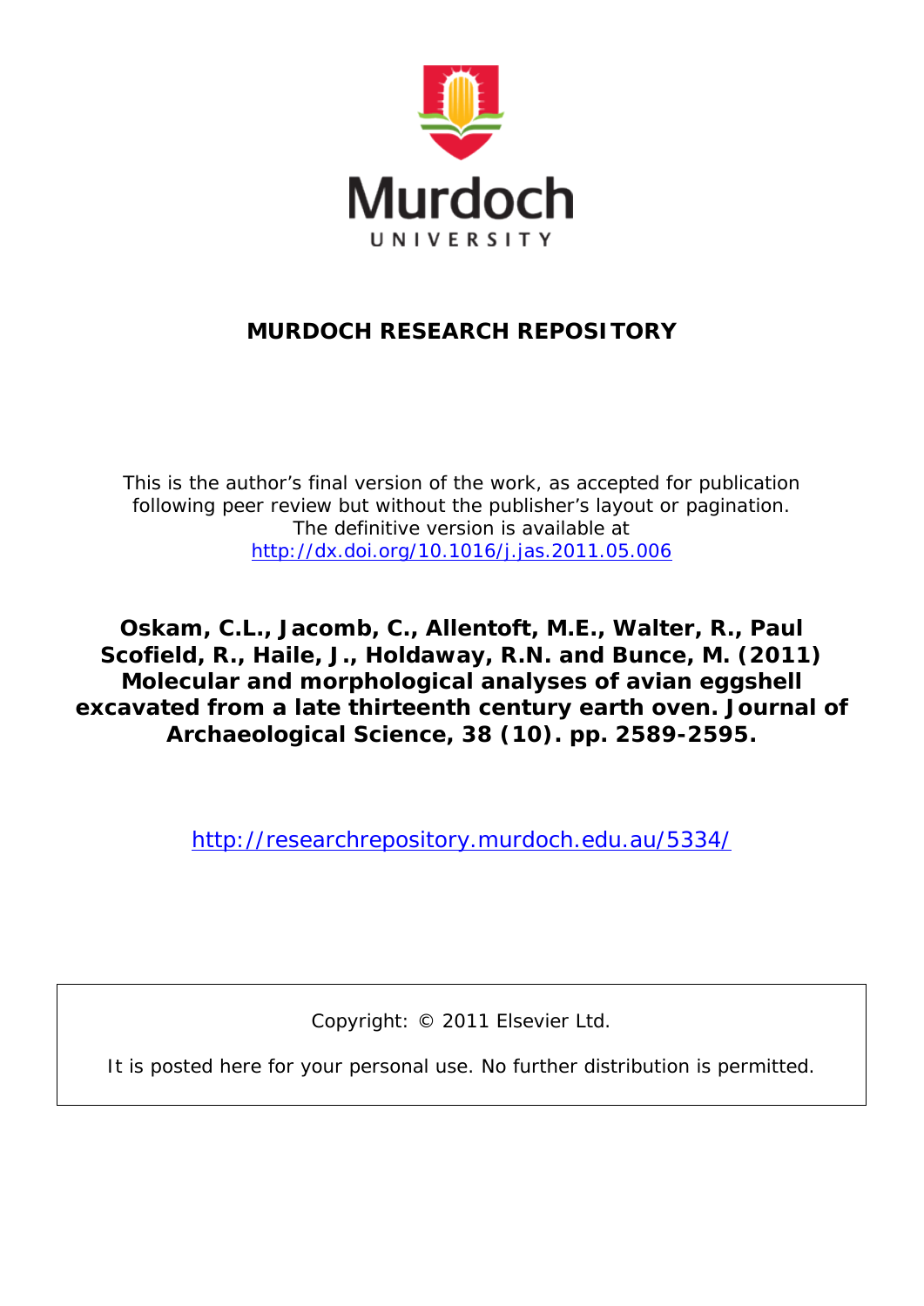Murdoch UNIVERSITY

# MURDOCH RESEARCH REPOSITORY

This is the author's final version of the work, as accepted for publication following peer review but without the publisher's layout or pagination. The definitive version is available at http://dx.doi.org/10.1016/j.jas.2011.05.006

**Oskam, C.L., Jacomb, C., Allentoft, M.E., Walter, R., Paul Scofield, R., Haile, J., Holdaway, R.N. and Bunce, M. (2011) Molecular and morphological analyses of avian eggshell excavated from a late thirteenth century earth oven. Journal of Archaeological Science, 38 (10). pp. 2589-2595.**

http://researchrepository.murdoch.edu.au/5334/

Copyright: © 2011 Elsevier Ltd.

It is posted here for your personal use. No further distribution is permitted.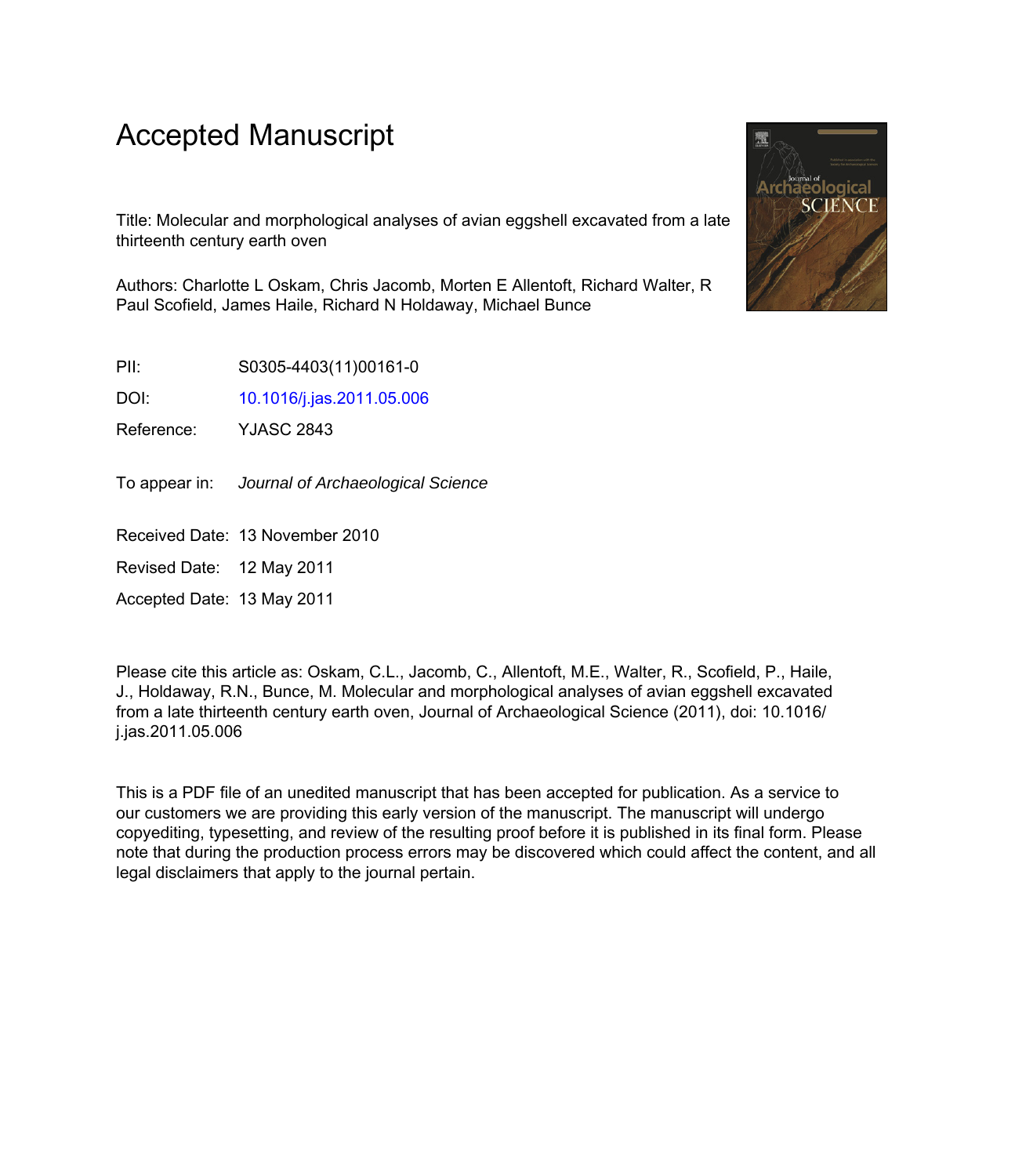# Accepted Manuscript

Title: Molecular and morphological analyses of avian eggshell excavated from a late thirteenth century earth oven

Authors: Charlotte L Oskam, Chris Jacomb, Morten E Allentoft, Richard Walter, R Paul Scofield, James Haile, Richard N Holdaway, Michael Bunce

| | |
|---|---|
| PII: | S0305-4403(11)00161-0 |
| DOI: | 10.1016/j.jas.2011.05.006 |
| Reference: | YJASC 2843 |
| To appear in: | *Journal of Archaeological Science* |
| Received Date: | 13 November 2010 |
| Revised Date: | 12 May 2011 |
| Accepted Date: | 13 May 2011 |

Please cite this article as: Oskam, C.L., Jacomb, C., Allentoft, M.E., Walter, R., Scofield, P., Haile, J., Holdaway, R.N., Bunce, M. Molecular and morphological analyses of avian eggshell excavated from a late thirteenth century earth oven, Journal of Archaeological Science (2011), doi: 10.1016/j.jas.2011.05.006

This is a PDF file of an unedited manuscript that has been accepted for publication. As a service to our customers we are providing this early version of the manuscript. The manuscript will undergo copyediting, typesetting, and review of the resulting proof before it is published in its final form. Please note that during the production process errors may be discovered which could affect the content, and all legal disclaimers that apply to the journal pertain.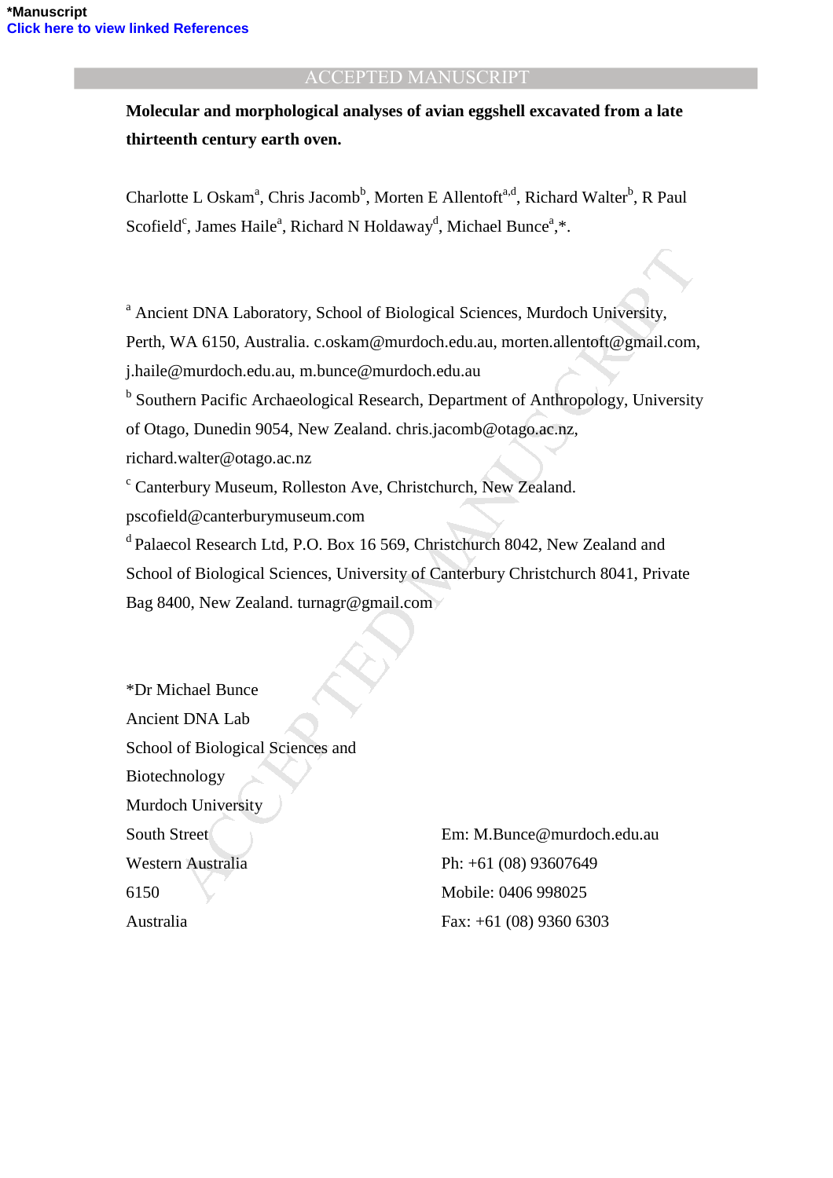**Molecular and morphological analyses of avian eggshell excavated from a late thirteenth century earth oven.**

Charlotte L Oskam[a], Chris Jacomb[b], Morten E Allentoft[a,d], Richard Walter[b], R Paul Scofield[c], James Haile[a], Richard N Holdaway[d], Michael Bunce[a],*.

[a] Ancient DNA Laboratory, School of Biological Sciences, Murdoch University, Perth, WA 6150, Australia. c.oskam@murdoch.edu.au, morten.allentoft@gmail.com, j.haile@murdoch.edu.au, m.bunce@murdoch.edu.au

[b] Southern Pacific Archaeological Research, Department of Anthropology, University of Otago, Dunedin 9054, New Zealand. chris.jacomb@otago.ac.nz, richard.walter@otago.ac.nz

[c] Canterbury Museum, Rolleston Ave, Christchurch, New Zealand. pscofield@canterburymuseum.com

[d] Palaecol Research Ltd, P.O. Box 16 569, Christchurch 8042, New Zealand and School of Biological Sciences, University of Canterbury Christchurch 8041, Private Bag 8400, New Zealand. turnagr@gmail.com

*Dr Michael Bunce
Ancient DNA Lab
School of Biological Sciences and Biotechnology
Murdoch University
South Street
Western Australia
6150
Australia

Em: M.Bunce@murdoch.edu.au
Ph: +61 (08) 93607649
Mobile: 0406 998025
Fax: +61 (08) 9360 6303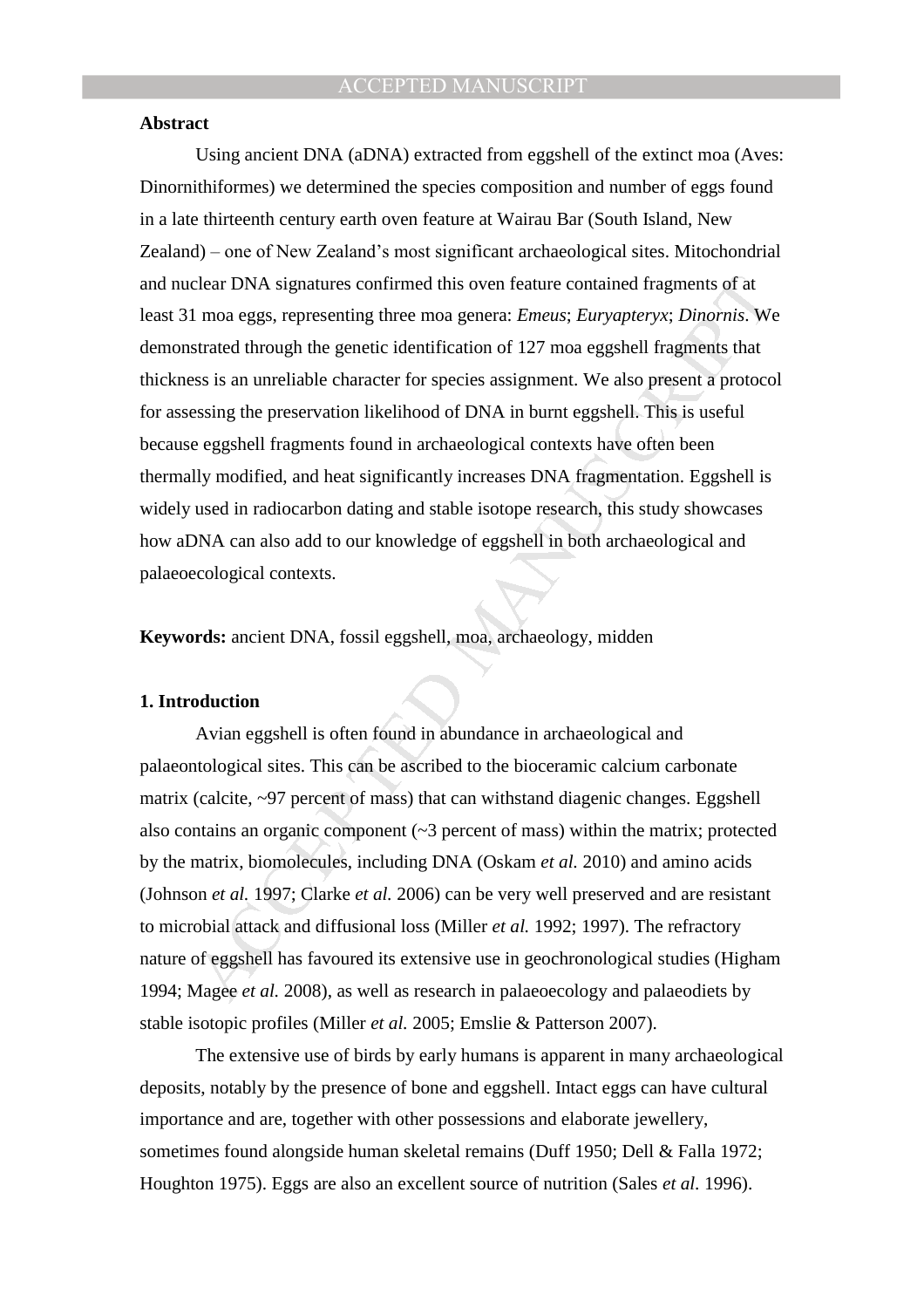**Abstract**

Using ancient DNA (aDNA) extracted from eggshell of the extinct moa (Aves: Dinornithiformes) we determined the species composition and number of eggs found in a late thirteenth century earth oven feature at Wairau Bar (South Island, New Zealand) – one of New Zealand's most significant archaeological sites. Mitochondrial and nuclear DNA signatures confirmed this oven feature contained fragments of at least 31 moa eggs, representing three moa genera: *Emeus*; *Euryapteryx*; *Dinornis*. We demonstrated through the genetic identification of 127 moa eggshell fragments that thickness is an unreliable character for species assignment. We also present a protocol for assessing the preservation likelihood of DNA in burnt eggshell. This is useful because eggshell fragments found in archaeological contexts have often been thermally modified, and heat significantly increases DNA fragmentation. Eggshell is widely used in radiocarbon dating and stable isotope research, this study showcases how aDNA can also add to our knowledge of eggshell in both archaeological and palaeoecological contexts.

**Keywords:** ancient DNA, fossil eggshell, moa, archaeology, midden

## 1. Introduction

Avian eggshell is often found in abundance in archaeological and palaeontological sites. This can be ascribed to the bioceramic calcium carbonate matrix (calcite, ~97 percent of mass) that can withstand diagenic changes. Eggshell also contains an organic component (~3 percent of mass) within the matrix; protected by the matrix, biomolecules, including DNA (Oskam *et al.* 2010) and amino acids (Johnson *et al.* 1997; Clarke *et al.* 2006) can be very well preserved and are resistant to microbial attack and diffusional loss (Miller *et al.* 1992; 1997). The refractory nature of eggshell has favoured its extensive use in geochronological studies (Higham 1994; Magee *et al.* 2008), as well as research in palaeoecology and palaeodiets by stable isotopic profiles (Miller *et al.* 2005; Emslie & Patterson 2007).

The extensive use of birds by early humans is apparent in many archaeological deposits, notably by the presence of bone and eggshell. Intact eggs can have cultural importance and are, together with other possessions and elaborate jewellery, sometimes found alongside human skeletal remains (Duff 1950; Dell & Falla 1972; Houghton 1975). Eggs are also an excellent source of nutrition (Sales *et al.* 1996).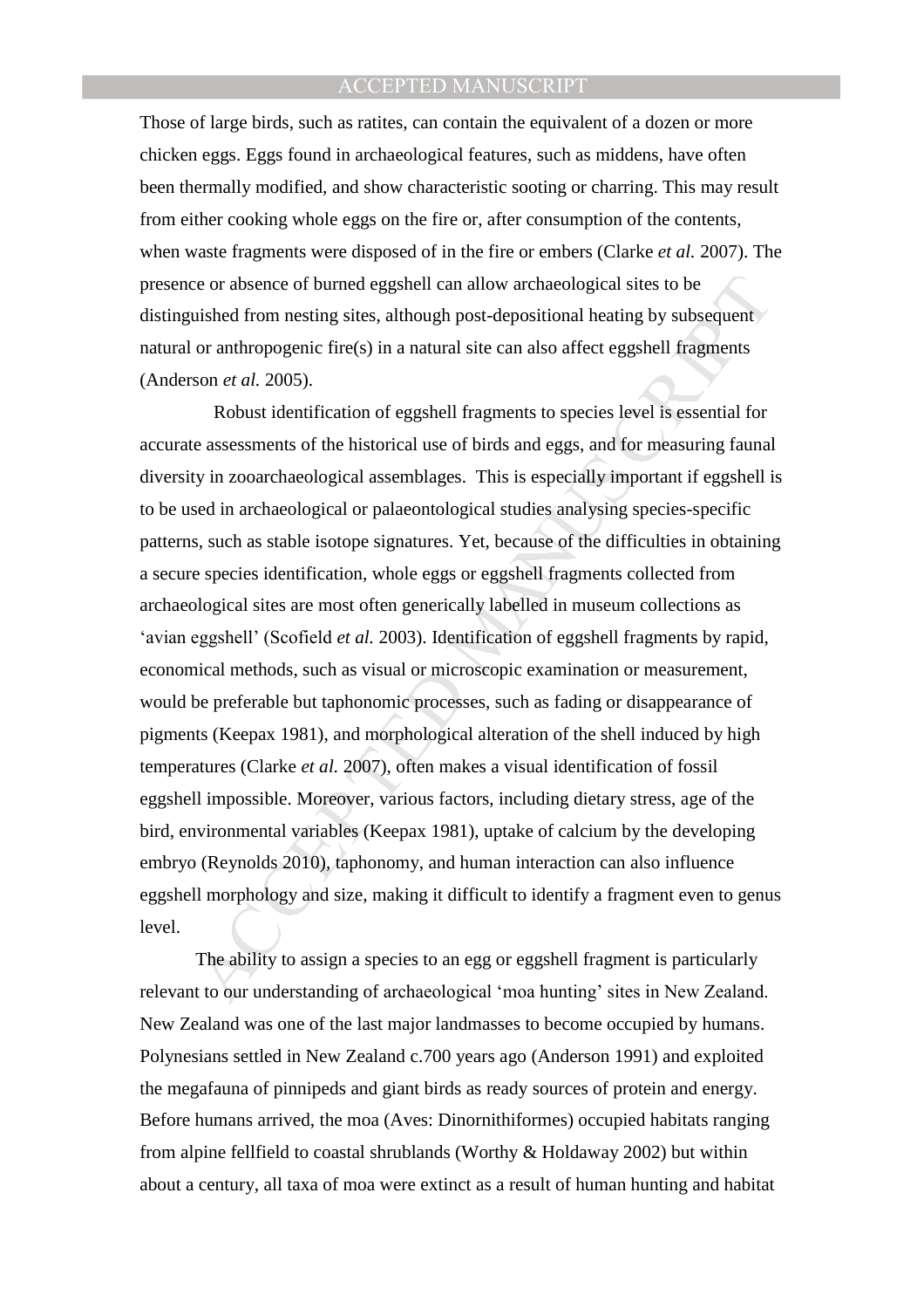Those of large birds, such as ratites, can contain the equivalent of a dozen or more chicken eggs. Eggs found in archaeological features, such as middens, have often been thermally modified, and show characteristic sooting or charring. This may result from either cooking whole eggs on the fire or, after consumption of the contents, when waste fragments were disposed of in the fire or embers (Clarke *et al.* 2007). The presence or absence of burned eggshell can allow archaeological sites to be distinguished from nesting sites, although post-depositional heating by subsequent natural or anthropogenic fire(s) in a natural site can also affect eggshell fragments (Anderson *et al.* 2005).

Robust identification of eggshell fragments to species level is essential for accurate assessments of the historical use of birds and eggs, and for measuring faunal diversity in zooarchaeological assemblages. This is especially important if eggshell is to be used in archaeological or palaeontological studies analysing species-specific patterns, such as stable isotope signatures. Yet, because of the difficulties in obtaining a secure species identification, whole eggs or eggshell fragments collected from archaeological sites are most often generically labelled in museum collections as 'avian eggshell' (Scofield *et al.* 2003). Identification of eggshell fragments by rapid, economical methods, such as visual or microscopic examination or measurement, would be preferable but taphonomic processes, such as fading or disappearance of pigments (Keepax 1981), and morphological alteration of the shell induced by high temperatures (Clarke *et al.* 2007), often makes a visual identification of fossil eggshell impossible. Moreover, various factors, including dietary stress, age of the bird, environmental variables (Keepax 1981), uptake of calcium by the developing embryo (Reynolds 2010), taphonomy, and human interaction can also influence eggshell morphology and size, making it difficult to identify a fragment even to genus level.

The ability to assign a species to an egg or eggshell fragment is particularly relevant to our understanding of archaeological 'moa hunting' sites in New Zealand. New Zealand was one of the last major landmasses to become occupied by humans. Polynesians settled in New Zealand c.700 years ago (Anderson 1991) and exploited the megafauna of pinnipeds and giant birds as ready sources of protein and energy. Before humans arrived, the moa (Aves: Dinornithiformes) occupied habitats ranging from alpine fellfield to coastal shrublands (Worthy & Holdaway 2002) but within about a century, all taxa of moa were extinct as a result of human hunting and habitat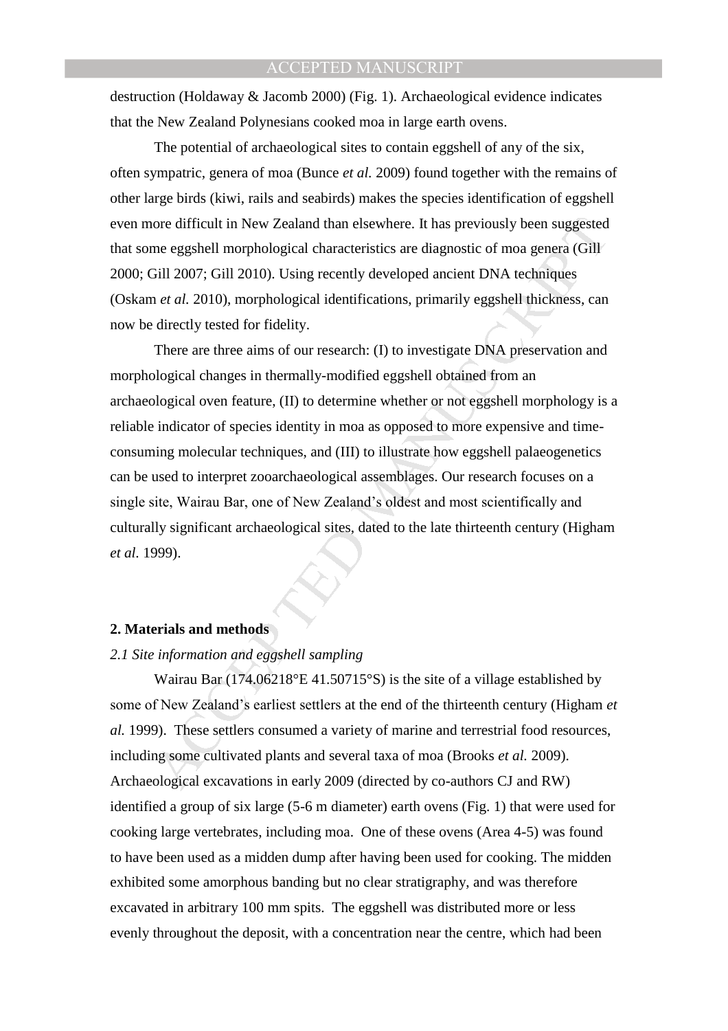destruction (Holdaway & Jacomb 2000) (Fig. 1). Archaeological evidence indicates that the New Zealand Polynesians cooked moa in large earth ovens.

The potential of archaeological sites to contain eggshell of any of the six, often sympatric, genera of moa (Bunce *et al.* 2009) found together with the remains of other large birds (kiwi, rails and seabirds) makes the species identification of eggshell even more difficult in New Zealand than elsewhere. It has previously been suggested that some eggshell morphological characteristics are diagnostic of moa genera (Gill 2000; Gill 2007; Gill 2010). Using recently developed ancient DNA techniques (Oskam *et al.* 2010), morphological identifications, primarily eggshell thickness, can now be directly tested for fidelity.

There are three aims of our research: (I) to investigate DNA preservation and morphological changes in thermally-modified eggshell obtained from an archaeological oven feature, (II) to determine whether or not eggshell morphology is a reliable indicator of species identity in moa as opposed to more expensive and time-consuming molecular techniques, and (III) to illustrate how eggshell palaeogenetics can be used to interpret zooarchaeological assemblages. Our research focuses on a single site, Wairau Bar, one of New Zealand's oldest and most scientifically and culturally significant archaeological sites, dated to the late thirteenth century (Higham *et al.* 1999).

## 2. Materials and methods

### *2.1 Site information and eggshell sampling*

Wairau Bar (174.06218°E 41.50715°S) is the site of a village established by some of New Zealand's earliest settlers at the end of the thirteenth century (Higham *et al.* 1999). These settlers consumed a variety of marine and terrestrial food resources, including some cultivated plants and several taxa of moa (Brooks *et al.* 2009). Archaeological excavations in early 2009 (directed by co-authors CJ and RW) identified a group of six large (5-6 m diameter) earth ovens (Fig. 1) that were used for cooking large vertebrates, including moa. One of these ovens (Area 4-5) was found to have been used as a midden dump after having been used for cooking. The midden exhibited some amorphous banding but no clear stratigraphy, and was therefore excavated in arbitrary 100 mm spits. The eggshell was distributed more or less evenly throughout the deposit, with a concentration near the centre, which had been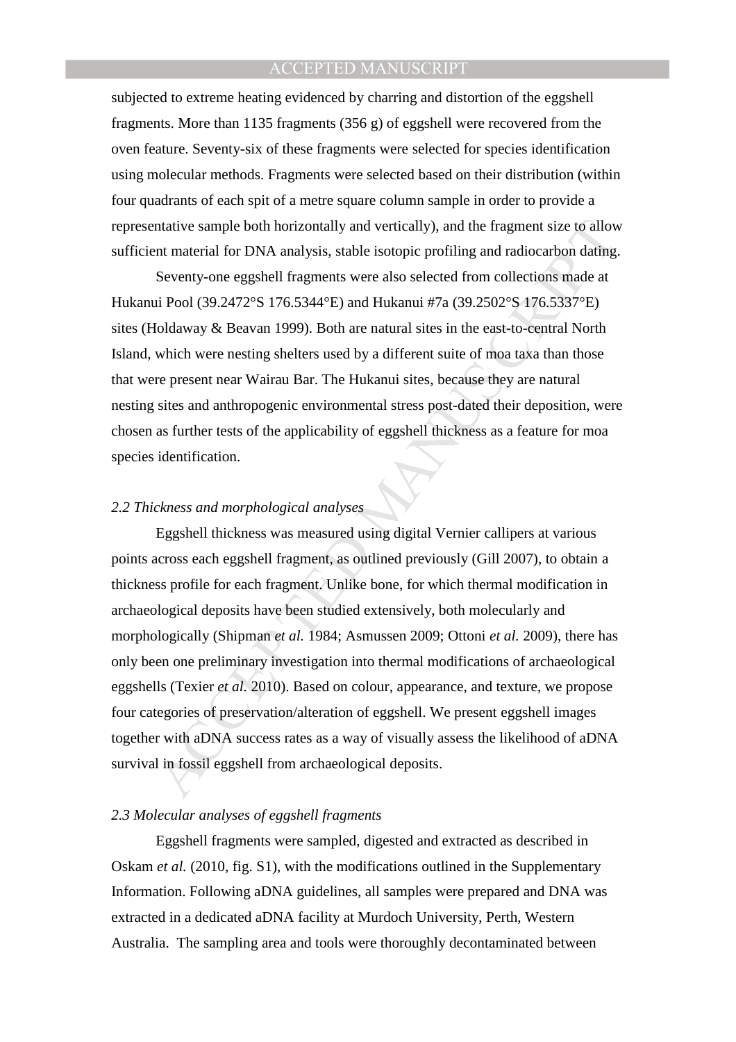subjected to extreme heating evidenced by charring and distortion of the eggshell fragments. More than 1135 fragments (356 g) of eggshell were recovered from the oven feature. Seventy-six of these fragments were selected for species identification using molecular methods. Fragments were selected based on their distribution (within four quadrants of each spit of a metre square column sample in order to provide a representative sample both horizontally and vertically), and the fragment size to allow sufficient material for DNA analysis, stable isotopic profiling and radiocarbon dating.

Seventy-one eggshell fragments were also selected from collections made at Hukanui Pool (39.2472°S 176.5344°E) and Hukanui #7a (39.2502°S 176.5337°E) sites (Holdaway & Beavan 1999). Both are natural sites in the east-to-central North Island, which were nesting shelters used by a different suite of moa taxa than those that were present near Wairau Bar. The Hukanui sites, because they are natural nesting sites and anthropogenic environmental stress post-dated their deposition, were chosen as further tests of the applicability of eggshell thickness as a feature for moa species identification.

### *2.2 Thickness and morphological analyses*

Eggshell thickness was measured using digital Vernier callipers at various points across each eggshell fragment, as outlined previously (Gill 2007), to obtain a thickness profile for each fragment. Unlike bone, for which thermal modification in archaeological deposits have been studied extensively, both molecularly and morphologically (Shipman *et al.* 1984; Asmussen 2009; Ottoni *et al.* 2009), there has only been one preliminary investigation into thermal modifications of archaeological eggshells (Texier *et al.* 2010). Based on colour, appearance, and texture, we propose four categories of preservation/alteration of eggshell. We present eggshell images together with aDNA success rates as a way of visually assess the likelihood of aDNA survival in fossil eggshell from archaeological deposits.

### *2.3 Molecular analyses of eggshell fragments*

Eggshell fragments were sampled, digested and extracted as described in Oskam *et al.* (2010, fig. S1), with the modifications outlined in the Supplementary Information. Following aDNA guidelines, all samples were prepared and DNA was extracted in a dedicated aDNA facility at Murdoch University, Perth, Western Australia. The sampling area and tools were thoroughly decontaminated between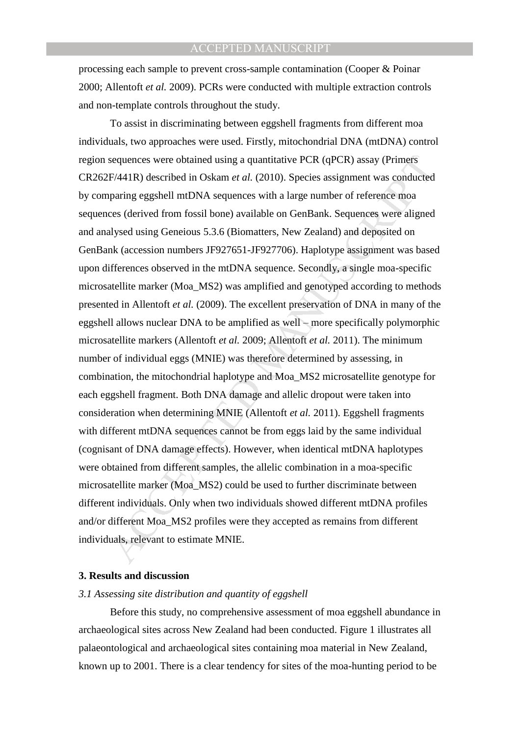processing each sample to prevent cross-sample contamination (Cooper & Poinar 2000; Allentoft *et al.* 2009). PCRs were conducted with multiple extraction controls and non-template controls throughout the study.

To assist in discriminating between eggshell fragments from different moa individuals, two approaches were used. Firstly, mitochondrial DNA (mtDNA) control region sequences were obtained using a quantitative PCR (qPCR) assay (Primers CR262F/441R) described in Oskam *et al.* (2010). Species assignment was conducted by comparing eggshell mtDNA sequences with a large number of reference moa sequences (derived from fossil bone) available on GenBank. Sequences were aligned and analysed using Geneious 5.3.6 (Biomatters, New Zealand) and deposited on GenBank (accession numbers JF927651-JF927706). Haplotype assignment was based upon differences observed in the mtDNA sequence. Secondly, a single moa-specific microsatellite marker (Moa_MS2) was amplified and genotyped according to methods presented in Allentoft *et al.* (2009). The excellent preservation of DNA in many of the eggshell allows nuclear DNA to be amplified as well – more specifically polymorphic microsatellite markers (Allentoft *et al.* 2009; Allentoft *et al.* 2011). The minimum number of individual eggs (MNIE) was therefore determined by assessing, in combination, the mitochondrial haplotype and Moa_MS2 microsatellite genotype for each eggshell fragment. Both DNA damage and allelic dropout were taken into consideration when determining MNIE (Allentoft *et al.* 2011). Eggshell fragments with different mtDNA sequences cannot be from eggs laid by the same individual (cognisant of DNA damage effects). However, when identical mtDNA haplotypes were obtained from different samples, the allelic combination in a moa-specific microsatellite marker (Moa_MS2) could be used to further discriminate between different individuals. Only when two individuals showed different mtDNA profiles and/or different Moa_MS2 profiles were they accepted as remains from different individuals, relevant to estimate MNIE.

## 3. Results and discussion

### *3.1 Assessing site distribution and quantity of eggshell*

Before this study, no comprehensive assessment of moa eggshell abundance in archaeological sites across New Zealand had been conducted. Figure 1 illustrates all palaeontological and archaeological sites containing moa material in New Zealand, known up to 2001. There is a clear tendency for sites of the moa-hunting period to be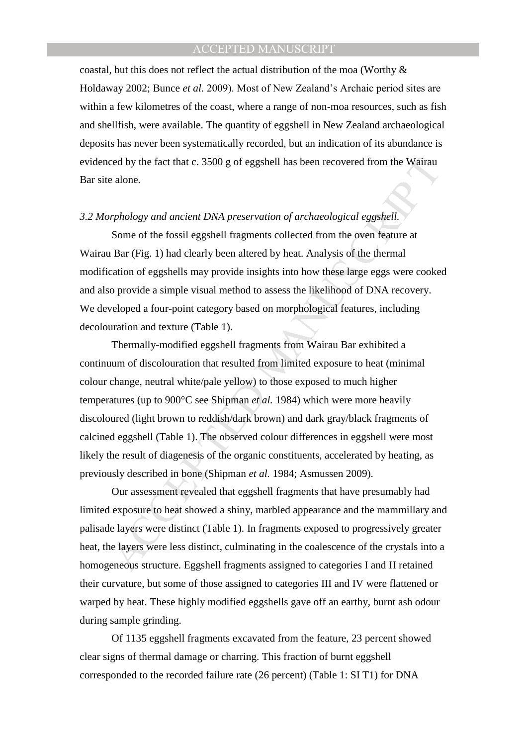coastal, but this does not reflect the actual distribution of the moa (Worthy & Holdaway 2002; Bunce *et al.* 2009). Most of New Zealand's Archaic period sites are within a few kilometres of the coast, where a range of non-moa resources, such as fish and shellfish, were available. The quantity of eggshell in New Zealand archaeological deposits has never been systematically recorded, but an indication of its abundance is evidenced by the fact that c. 3500 g of eggshell has been recovered from the Wairau Bar site alone.

### *3.2 Morphology and ancient DNA preservation of archaeological eggshell.*

Some of the fossil eggshell fragments collected from the oven feature at Wairau Bar (Fig. 1) had clearly been altered by heat. Analysis of the thermal modification of eggshells may provide insights into how these large eggs were cooked and also provide a simple visual method to assess the likelihood of DNA recovery. We developed a four-point category based on morphological features, including decolouration and texture (Table 1).

Thermally-modified eggshell fragments from Wairau Bar exhibited a continuum of discolouration that resulted from limited exposure to heat (minimal colour change, neutral white/pale yellow) to those exposed to much higher temperatures (up to 900°C see Shipman *et al.* 1984) which were more heavily discoloured (light brown to reddish/dark brown) and dark gray/black fragments of calcined eggshell (Table 1). The observed colour differences in eggshell were most likely the result of diagenesis of the organic constituents, accelerated by heating, as previously described in bone (Shipman *et al.* 1984; Asmussen 2009).

Our assessment revealed that eggshell fragments that have presumably had limited exposure to heat showed a shiny, marbled appearance and the mammillary and palisade layers were distinct (Table 1). In fragments exposed to progressively greater heat, the layers were less distinct, culminating in the coalescence of the crystals into a homogeneous structure. Eggshell fragments assigned to categories I and II retained their curvature, but some of those assigned to categories III and IV were flattened or warped by heat. These highly modified eggshells gave off an earthy, burnt ash odour during sample grinding.

Of 1135 eggshell fragments excavated from the feature, 23 percent showed clear signs of thermal damage or charring. This fraction of burnt eggshell corresponded to the recorded failure rate (26 percent) (Table 1: SI T1) for DNA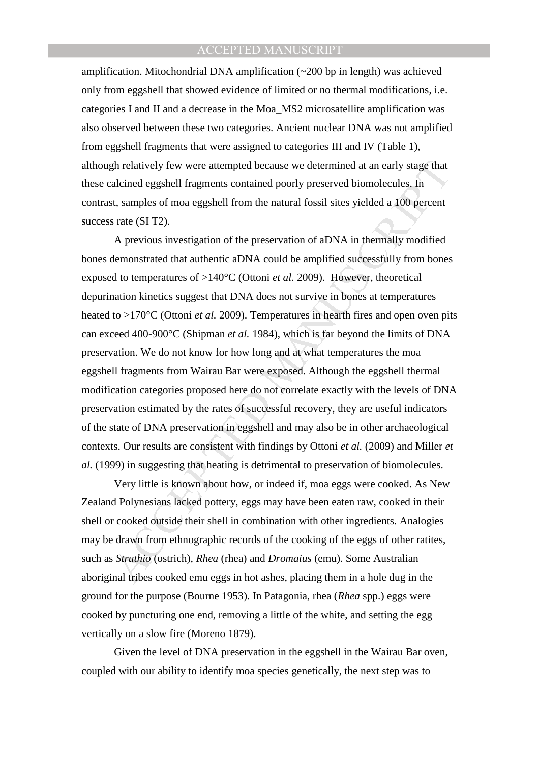amplification. Mitochondrial DNA amplification (~200 bp in length) was achieved only from eggshell that showed evidence of limited or no thermal modifications, i.e. categories I and II and a decrease in the Moa_MS2 microsatellite amplification was also observed between these two categories. Ancient nuclear DNA was not amplified from eggshell fragments that were assigned to categories III and IV (Table 1), although relatively few were attempted because we determined at an early stage that these calcined eggshell fragments contained poorly preserved biomolecules. In contrast, samples of moa eggshell from the natural fossil sites yielded a 100 percent success rate (SI T2).

A previous investigation of the preservation of aDNA in thermally modified bones demonstrated that authentic aDNA could be amplified successfully from bones exposed to temperatures of >140°C (Ottoni *et al.* 2009). However, theoretical depurination kinetics suggest that DNA does not survive in bones at temperatures heated to >170°C (Ottoni *et al.* 2009). Temperatures in hearth fires and open oven pits can exceed 400-900°C (Shipman *et al.* 1984), which is far beyond the limits of DNA preservation. We do not know for how long and at what temperatures the moa eggshell fragments from Wairau Bar were exposed. Although the eggshell thermal modification categories proposed here do not correlate exactly with the levels of DNA preservation estimated by the rates of successful recovery, they are useful indicators of the state of DNA preservation in eggshell and may also be in other archaeological contexts. Our results are consistent with findings by Ottoni *et al.* (2009) and Miller *et al.* (1999) in suggesting that heating is detrimental to preservation of biomolecules.

Very little is known about how, or indeed if, moa eggs were cooked. As New Zealand Polynesians lacked pottery, eggs may have been eaten raw, cooked in their shell or cooked outside their shell in combination with other ingredients. Analogies may be drawn from ethnographic records of the cooking of the eggs of other ratites, such as *Struthio* (ostrich), *Rhea* (rhea) and *Dromaius* (emu). Some Australian aboriginal tribes cooked emu eggs in hot ashes, placing them in a hole dug in the ground for the purpose (Bourne 1953). In Patagonia, rhea (*Rhea* spp.) eggs were cooked by puncturing one end, removing a little of the white, and setting the egg vertically on a slow fire (Moreno 1879).

Given the level of DNA preservation in the eggshell in the Wairau Bar oven, coupled with our ability to identify moa species genetically, the next step was to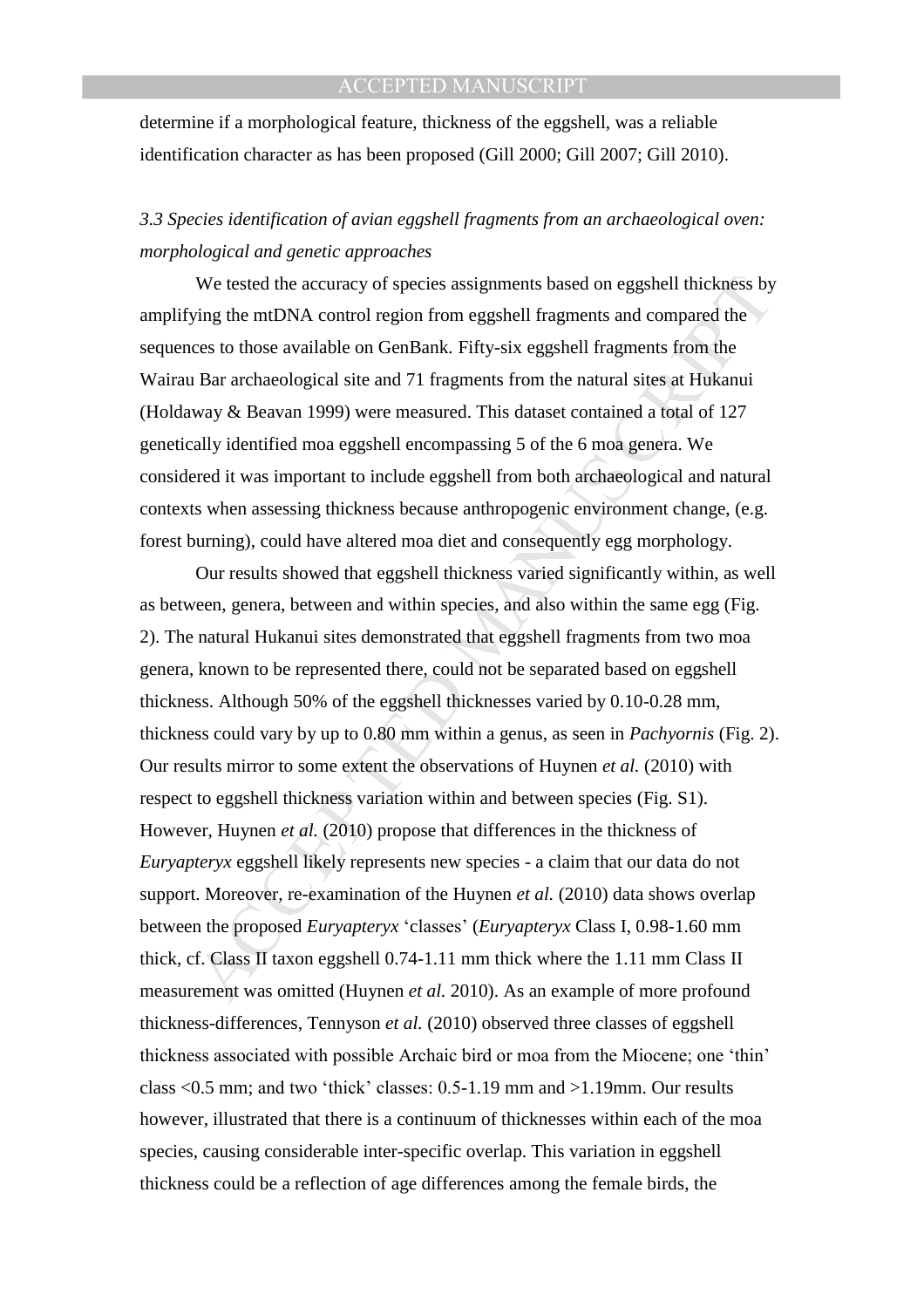determine if a morphological feature, thickness of the eggshell, was a reliable identification character as has been proposed (Gill 2000; Gill 2007; Gill 2010).

### *3.3 Species identification of avian eggshell fragments from an archaeological oven: morphological and genetic approaches*

We tested the accuracy of species assignments based on eggshell thickness by amplifying the mtDNA control region from eggshell fragments and compared the sequences to those available on GenBank. Fifty-six eggshell fragments from the Wairau Bar archaeological site and 71 fragments from the natural sites at Hukanui (Holdaway & Beavan 1999) were measured. This dataset contained a total of 127 genetically identified moa eggshell encompassing 5 of the 6 moa genera. We considered it was important to include eggshell from both archaeological and natural contexts when assessing thickness because anthropogenic environment change, (e.g. forest burning), could have altered moa diet and consequently egg morphology.

Our results showed that eggshell thickness varied significantly within, as well as between, genera, between and within species, and also within the same egg (Fig. 2). The natural Hukanui sites demonstrated that eggshell fragments from two moa genera, known to be represented there, could not be separated based on eggshell thickness. Although 50% of the eggshell thicknesses varied by 0.10-0.28 mm, thickness could vary by up to 0.80 mm within a genus, as seen in *Pachyornis* (Fig. 2). Our results mirror to some extent the observations of Huynen *et al.* (2010) with respect to eggshell thickness variation within and between species (Fig. S1). However, Huynen *et al.* (2010) propose that differences in the thickness of *Euryapteryx* eggshell likely represents new species - a claim that our data do not support. Moreover, re-examination of the Huynen *et al.* (2010) data shows overlap between the proposed *Euryapteryx* 'classes' (*Euryapteryx* Class I, 0.98-1.60 mm thick, cf. Class II taxon eggshell 0.74-1.11 mm thick where the 1.11 mm Class II measurement was omitted (Huynen *et al.* 2010). As an example of more profound thickness-differences, Tennyson *et al.* (2010) observed three classes of eggshell thickness associated with possible Archaic bird or moa from the Miocene; one 'thin' class <0.5 mm; and two 'thick' classes: 0.5-1.19 mm and >1.19mm. Our results however, illustrated that there is a continuum of thicknesses within each of the moa species, causing considerable inter-specific overlap. This variation in eggshell thickness could be a reflection of age differences among the female birds, the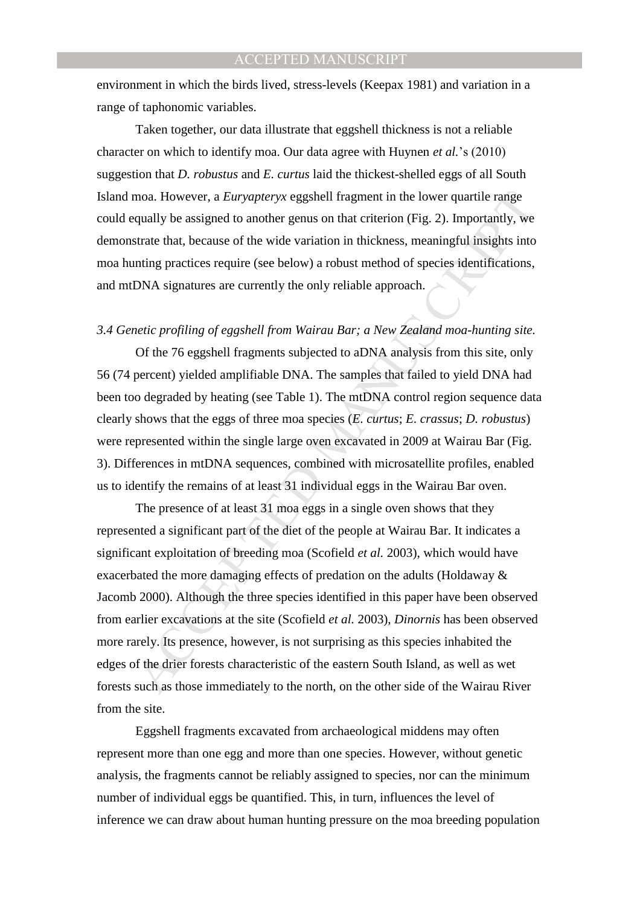environment in which the birds lived, stress-levels (Keepax 1981) and variation in a range of taphonomic variables.

Taken together, our data illustrate that eggshell thickness is not a reliable character on which to identify moa. Our data agree with Huynen *et al.*'s (2010) suggestion that *D. robustus* and *E. curtus* laid the thickest-shelled eggs of all South Island moa. However, a *Euryapteryx* eggshell fragment in the lower quartile range could equally be assigned to another genus on that criterion (Fig. 2). Importantly, we demonstrate that, because of the wide variation in thickness, meaningful insights into moa hunting practices require (see below) a robust method of species identifications, and mtDNA signatures are currently the only reliable approach.

### *3.4 Genetic profiling of eggshell from Wairau Bar; a New Zealand moa-hunting site.*

Of the 76 eggshell fragments subjected to aDNA analysis from this site, only 56 (74 percent) yielded amplifiable DNA. The samples that failed to yield DNA had been too degraded by heating (see Table 1). The mtDNA control region sequence data clearly shows that the eggs of three moa species (*E. curtus*; *E. crassus*; *D. robustus*) were represented within the single large oven excavated in 2009 at Wairau Bar (Fig. 3). Differences in mtDNA sequences, combined with microsatellite profiles, enabled us to identify the remains of at least 31 individual eggs in the Wairau Bar oven.

The presence of at least 31 moa eggs in a single oven shows that they represented a significant part of the diet of the people at Wairau Bar. It indicates a significant exploitation of breeding moa (Scofield *et al.* 2003), which would have exacerbated the more damaging effects of predation on the adults (Holdaway & Jacomb 2000). Although the three species identified in this paper have been observed from earlier excavations at the site (Scofield *et al.* 2003), *Dinornis* has been observed more rarely. Its presence, however, is not surprising as this species inhabited the edges of the drier forests characteristic of the eastern South Island, as well as wet forests such as those immediately to the north, on the other side of the Wairau River from the site.

Eggshell fragments excavated from archaeological middens may often represent more than one egg and more than one species. However, without genetic analysis, the fragments cannot be reliably assigned to species, nor can the minimum number of individual eggs be quantified. This, in turn, influences the level of inference we can draw about human hunting pressure on the moa breeding population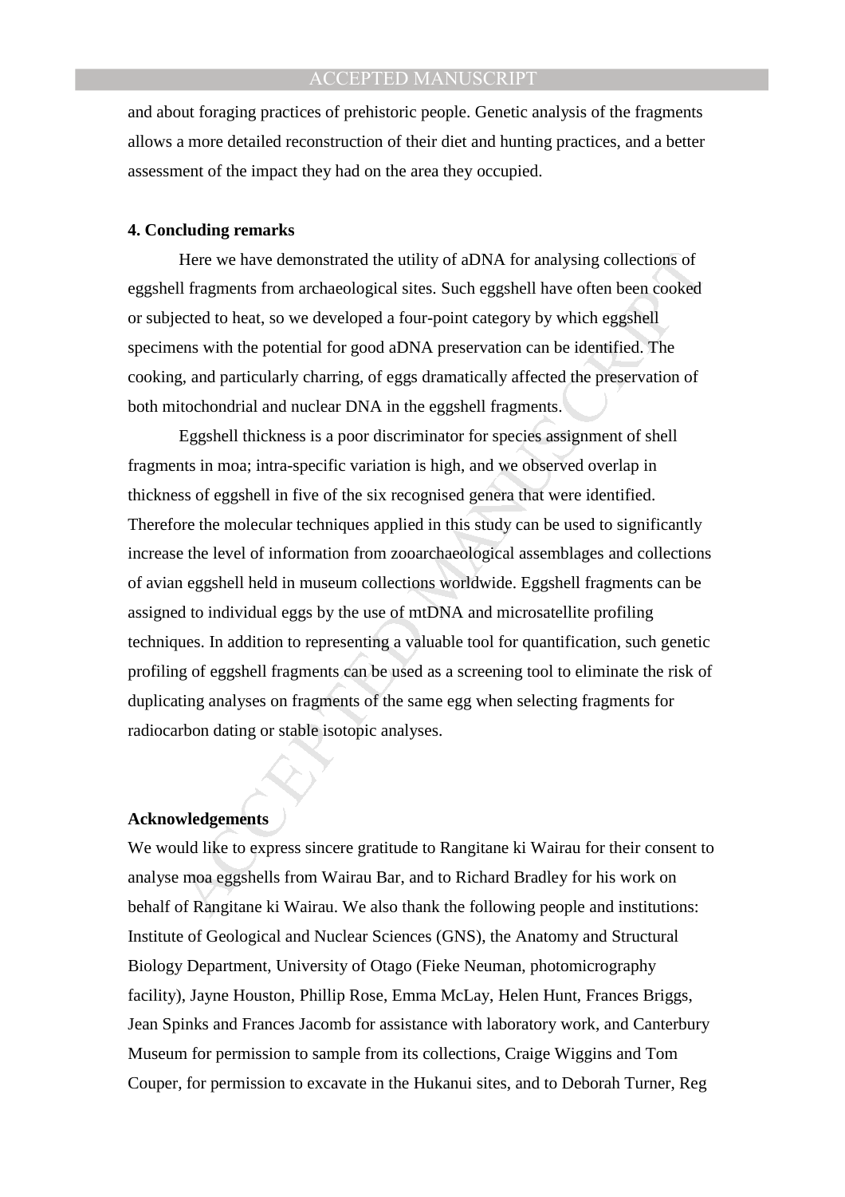and about foraging practices of prehistoric people. Genetic analysis of the fragments allows a more detailed reconstruction of their diet and hunting practices, and a better assessment of the impact they had on the area they occupied.

## 4. Concluding remarks

Here we have demonstrated the utility of aDNA for analysing collections of eggshell fragments from archaeological sites. Such eggshell have often been cooked or subjected to heat, so we developed a four-point category by which eggshell specimens with the potential for good aDNA preservation can be identified. The cooking, and particularly charring, of eggs dramatically affected the preservation of both mitochondrial and nuclear DNA in the eggshell fragments.

Eggshell thickness is a poor discriminator for species assignment of shell fragments in moa; intra-specific variation is high, and we observed overlap in thickness of eggshell in five of the six recognised genera that were identified. Therefore the molecular techniques applied in this study can be used to significantly increase the level of information from zooarchaeological assemblages and collections of avian eggshell held in museum collections worldwide. Eggshell fragments can be assigned to individual eggs by the use of mtDNA and microsatellite profiling techniques. In addition to representing a valuable tool for quantification, such genetic profiling of eggshell fragments can be used as a screening tool to eliminate the risk of duplicating analyses on fragments of the same egg when selecting fragments for radiocarbon dating or stable isotopic analyses.

## Acknowledgements

We would like to express sincere gratitude to Rangitane ki Wairau for their consent to analyse moa eggshells from Wairau Bar, and to Richard Bradley for his work on behalf of Rangitane ki Wairau. We also thank the following people and institutions: Institute of Geological and Nuclear Sciences (GNS), the Anatomy and Structural Biology Department, University of Otago (Fieke Neuman, photomicrography facility), Jayne Houston, Phillip Rose, Emma McLay, Helen Hunt, Frances Briggs, Jean Spinks and Frances Jacomb for assistance with laboratory work, and Canterbury Museum for permission to sample from its collections, Craige Wiggins and Tom Couper, for permission to excavate in the Hukanui sites, and to Deborah Turner, Reg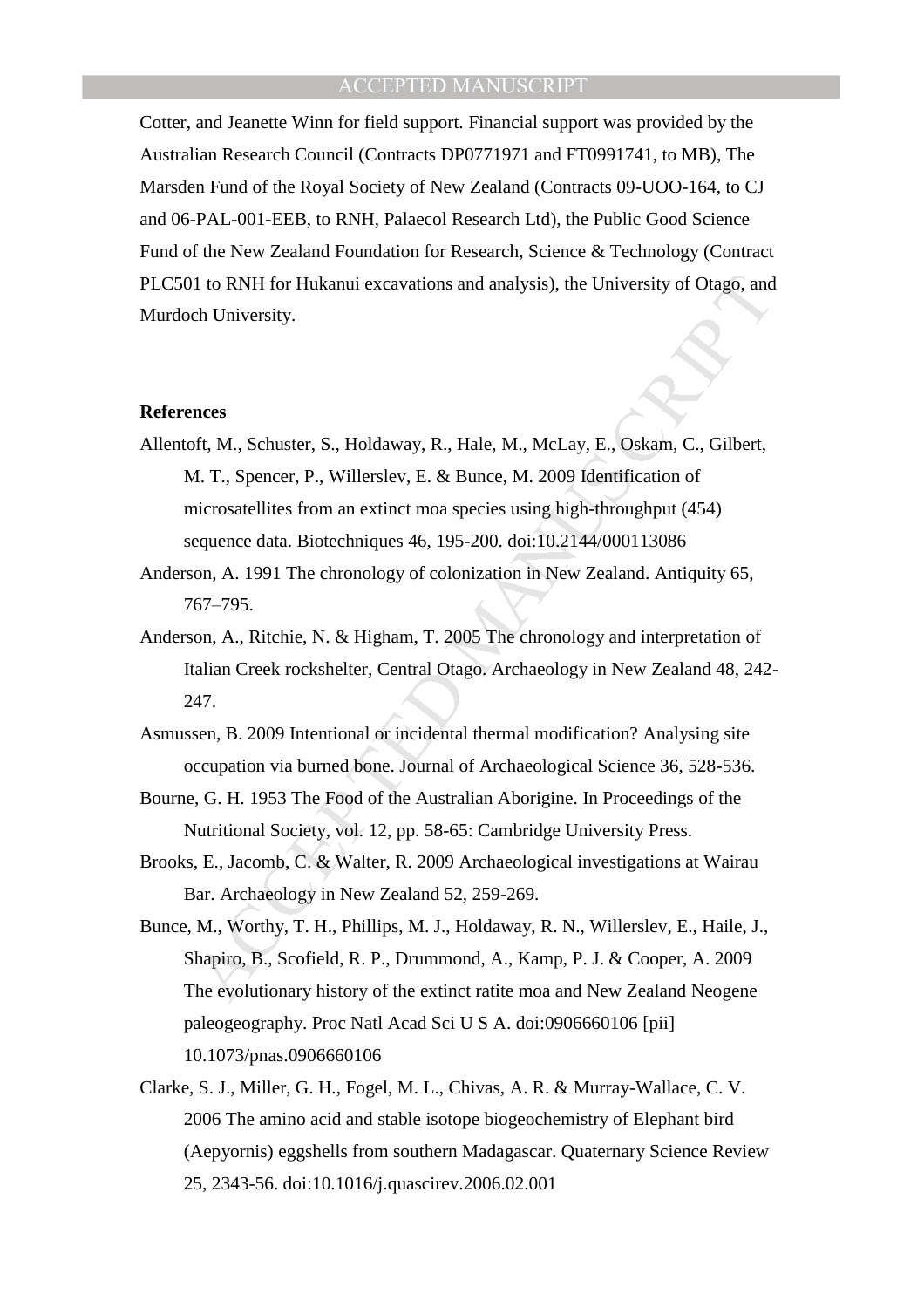Cotter, and Jeanette Winn for field support. Financial support was provided by the Australian Research Council (Contracts DP0771971 and FT0991741, to MB), The Marsden Fund of the Royal Society of New Zealand (Contracts 09-UOO-164, to CJ and 06-PAL-001-EEB, to RNH, Palaecol Research Ltd), the Public Good Science Fund of the New Zealand Foundation for Research, Science & Technology (Contract PLC501 to RNH for Hukanui excavations and analysis), the University of Otago, and Murdoch University.

**References**

Allentoft, M., Schuster, S., Holdaway, R., Hale, M., McLay, E., Oskam, C., Gilbert, M. T., Spencer, P., Willerslev, E. & Bunce, M. 2009 Identification of microsatellites from an extinct moa species using high-throughput (454) sequence data. Biotechniques 46, 195-200. doi:10.2144/000113086

Anderson, A. 1991 The chronology of colonization in New Zealand. Antiquity 65, 767–795.

Anderson, A., Ritchie, N. & Higham, T. 2005 The chronology and interpretation of Italian Creek rockshelter, Central Otago. Archaeology in New Zealand 48, 242-247.

Asmussen, B. 2009 Intentional or incidental thermal modification? Analysing site occupation via burned bone. Journal of Archaeological Science 36, 528-536.

Bourne, G. H. 1953 The Food of the Australian Aborigine. In Proceedings of the Nutritional Society, vol. 12, pp. 58-65: Cambridge University Press.

Brooks, E., Jacomb, C. & Walter, R. 2009 Archaeological investigations at Wairau Bar. Archaeology in New Zealand 52, 259-269.

Bunce, M., Worthy, T. H., Phillips, M. J., Holdaway, R. N., Willerslev, E., Haile, J., Shapiro, B., Scofield, R. P., Drummond, A., Kamp, P. J. & Cooper, A. 2009 The evolutionary history of the extinct ratite moa and New Zealand Neogene paleogeography. Proc Natl Acad Sci U S A. doi:0906660106 [pii] 10.1073/pnas.0906660106

Clarke, S. J., Miller, G. H., Fogel, M. L., Chivas, A. R. & Murray-Wallace, C. V. 2006 The amino acid and stable isotope biogeochemistry of Elephant bird (Aepyornis) eggshells from southern Madagascar. Quaternary Science Review 25, 2343-56. doi:10.1016/j.quascirev.2006.02.001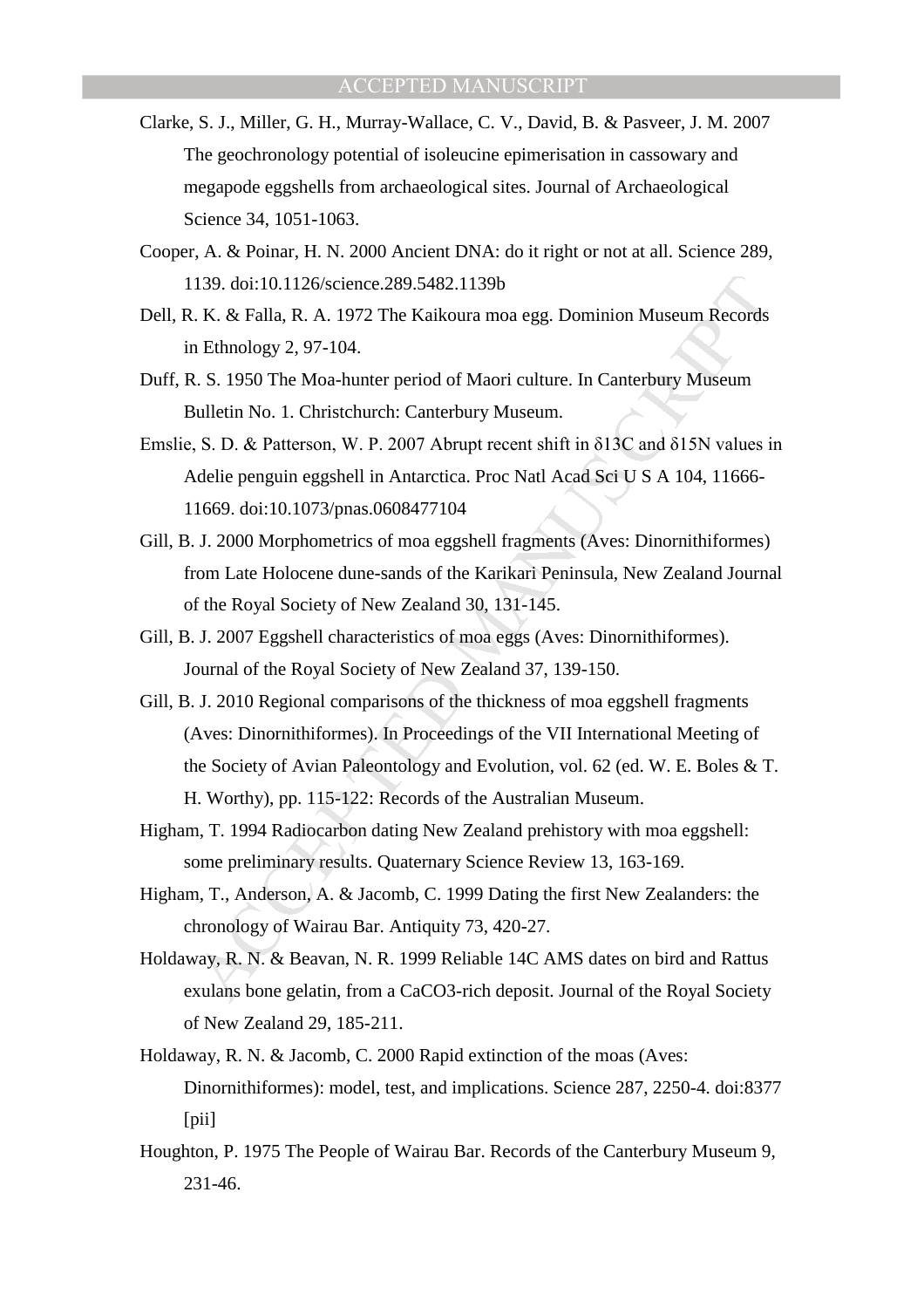Clarke, S. J., Miller, G. H., Murray-Wallace, C. V., David, B. & Pasveer, J. M. 2007 The geochronology potential of isoleucine epimerisation in cassowary and megapode eggshells from archaeological sites. Journal of Archaeological Science 34, 1051-1063.

Cooper, A. & Poinar, H. N. 2000 Ancient DNA: do it right or not at all. Science 289, 1139. doi:10.1126/science.289.5482.1139b

Dell, R. K. & Falla, R. A. 1972 The Kaikoura moa egg. Dominion Museum Records in Ethnology 2, 97-104.

Duff, R. S. 1950 The Moa-hunter period of Maori culture. In Canterbury Museum Bulletin No. 1. Christchurch: Canterbury Museum.

Emslie, S. D. & Patterson, W. P. 2007 Abrupt recent shift in δ13C and δ15N values in Adelie penguin eggshell in Antarctica. Proc Natl Acad Sci U S A 104, 11666-11669. doi:10.1073/pnas.0608477104

Gill, B. J. 2000 Morphometrics of moa eggshell fragments (Aves: Dinornithiformes) from Late Holocene dune-sands of the Karikari Peninsula, New Zealand Journal of the Royal Society of New Zealand 30, 131-145.

Gill, B. J. 2007 Eggshell characteristics of moa eggs (Aves: Dinornithiformes). Journal of the Royal Society of New Zealand 37, 139-150.

Gill, B. J. 2010 Regional comparisons of the thickness of moa eggshell fragments (Aves: Dinornithiformes). In Proceedings of the VII International Meeting of the Society of Avian Paleontology and Evolution, vol. 62 (ed. W. E. Boles & T. H. Worthy), pp. 115-122: Records of the Australian Museum.

Higham, T. 1994 Radiocarbon dating New Zealand prehistory with moa eggshell: some preliminary results. Quaternary Science Review 13, 163-169.

Higham, T., Anderson, A. & Jacomb, C. 1999 Dating the first New Zealanders: the chronology of Wairau Bar. Antiquity 73, 420-27.

Holdaway, R. N. & Beavan, N. R. 1999 Reliable 14C AMS dates on bird and Rattus exulans bone gelatin, from a CaCO3-rich deposit. Journal of the Royal Society of New Zealand 29, 185-211.

Holdaway, R. N. & Jacomb, C. 2000 Rapid extinction of the moas (Aves: Dinornithiformes): model, test, and implications. Science 287, 2250-4. doi:8377 [pii]

Houghton, P. 1975 The People of Wairau Bar. Records of the Canterbury Museum 9, 231-46.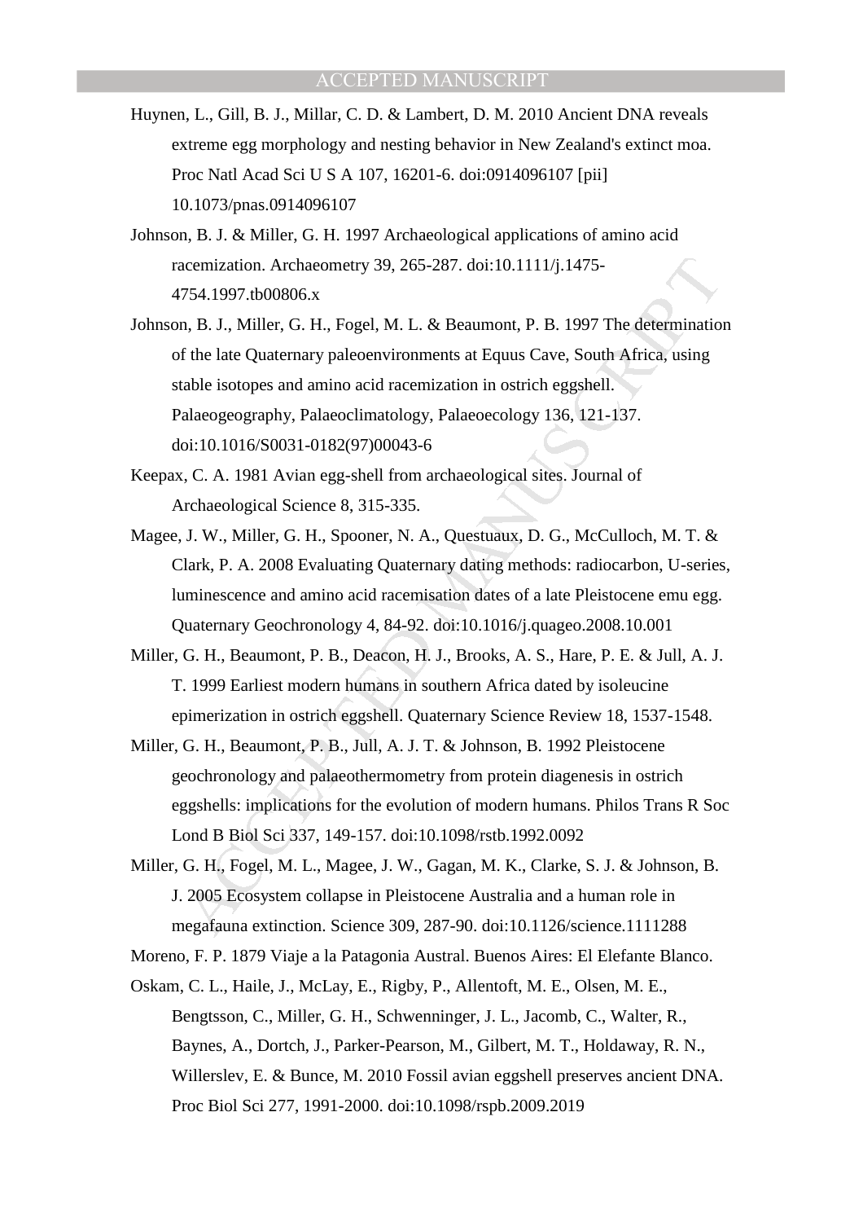Huynen, L., Gill, B. J., Millar, C. D. & Lambert, D. M. 2010 Ancient DNA reveals extreme egg morphology and nesting behavior in New Zealand's extinct moa. Proc Natl Acad Sci U S A 107, 16201-6. doi:0914096107 [pii] 10.1073/pnas.0914096107

Johnson, B. J. & Miller, G. H. 1997 Archaeological applications of amino acid racemization. Archaeometry 39, 265-287. doi:10.1111/j.1475-4754.1997.tb00806.x

Johnson, B. J., Miller, G. H., Fogel, M. L. & Beaumont, P. B. 1997 The determination of the late Quaternary paleoenvironments at Equus Cave, South Africa, using stable isotopes and amino acid racemization in ostrich eggshell. Palaeogeography, Palaeoclimatology, Palaeoecology 136, 121-137. doi:10.1016/S0031-0182(97)00043-6

Keepax, C. A. 1981 Avian egg-shell from archaeological sites. Journal of Archaeological Science 8, 315-335.

Magee, J. W., Miller, G. H., Spooner, N. A., Questuaux, D. G., McCulloch, M. T. & Clark, P. A. 2008 Evaluating Quaternary dating methods: radiocarbon, U-series, luminescence and amino acid racemisation dates of a late Pleistocene emu egg. Quaternary Geochronology 4, 84-92. doi:10.1016/j.quageo.2008.10.001

Miller, G. H., Beaumont, P. B., Deacon, H. J., Brooks, A. S., Hare, P. E. & Jull, A. J. T. 1999 Earliest modern humans in southern Africa dated by isoleucine epimerization in ostrich eggshell. Quaternary Science Review 18, 1537-1548.

Miller, G. H., Beaumont, P. B., Jull, A. J. T. & Johnson, B. 1992 Pleistocene geochronology and palaeothermometry from protein diagenesis in ostrich eggshells: implications for the evolution of modern humans. Philos Trans R Soc Lond B Biol Sci 337, 149-157. doi:10.1098/rstb.1992.0092

Miller, G. H., Fogel, M. L., Magee, J. W., Gagan, M. K., Clarke, S. J. & Johnson, B. J. 2005 Ecosystem collapse in Pleistocene Australia and a human role in megafauna extinction. Science 309, 287-90. doi:10.1126/science.1111288

Moreno, F. P. 1879 Viaje a la Patagonia Austral. Buenos Aires: El Elefante Blanco.

Oskam, C. L., Haile, J., McLay, E., Rigby, P., Allentoft, M. E., Olsen, M. E., Bengtsson, C., Miller, G. H., Schwenninger, J. L., Jacomb, C., Walter, R., Baynes, A., Dortch, J., Parker-Pearson, M., Gilbert, M. T., Holdaway, R. N., Willerslev, E. & Bunce, M. 2010 Fossil avian eggshell preserves ancient DNA. Proc Biol Sci 277, 1991-2000. doi:10.1098/rspb.2009.2019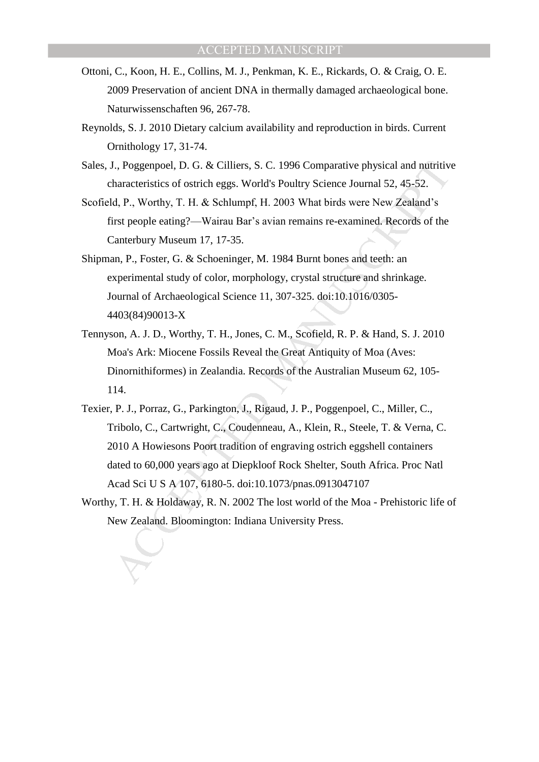Ottoni, C., Koon, H. E., Collins, M. J., Penkman, K. E., Rickards, O. & Craig, O. E. 2009 Preservation of ancient DNA in thermally damaged archaeological bone. Naturwissenschaften 96, 267-78.

Reynolds, S. J. 2010 Dietary calcium availability and reproduction in birds. Current Ornithology 17, 31-74.

Sales, J., Poggenpoel, D. G. & Cilliers, S. C. 1996 Comparative physical and nutritive characteristics of ostrich eggs. World's Poultry Science Journal 52, 45-52.

Scofield, P., Worthy, T. H. & Schlumpf, H. 2003 What birds were New Zealand's first people eating?—Wairau Bar's avian remains re-examined. Records of the Canterbury Museum 17, 17-35.

Shipman, P., Foster, G. & Schoeninger, M. 1984 Burnt bones and teeth: an experimental study of color, morphology, crystal structure and shrinkage. Journal of Archaeological Science 11, 307-325. doi:10.1016/0305-4403(84)90013-X

Tennyson, A. J. D., Worthy, T. H., Jones, C. M., Scofield, R. P. & Hand, S. J. 2010 Moa's Ark: Miocene Fossils Reveal the Great Antiquity of Moa (Aves: Dinornithiformes) in Zealandia. Records of the Australian Museum 62, 105-114.

Texier, P. J., Porraz, G., Parkington, J., Rigaud, J. P., Poggenpoel, C., Miller, C., Tribolo, C., Cartwright, C., Coudenneau, A., Klein, R., Steele, T. & Verna, C. 2010 A Howiesons Poort tradition of engraving ostrich eggshell containers dated to 60,000 years ago at Diepkloof Rock Shelter, South Africa. Proc Natl Acad Sci U S A 107, 6180-5. doi:10.1073/pnas.0913047107

Worthy, T. H. & Holdaway, R. N. 2002 The lost world of the Moa - Prehistoric life of New Zealand. Bloomington: Indiana University Press.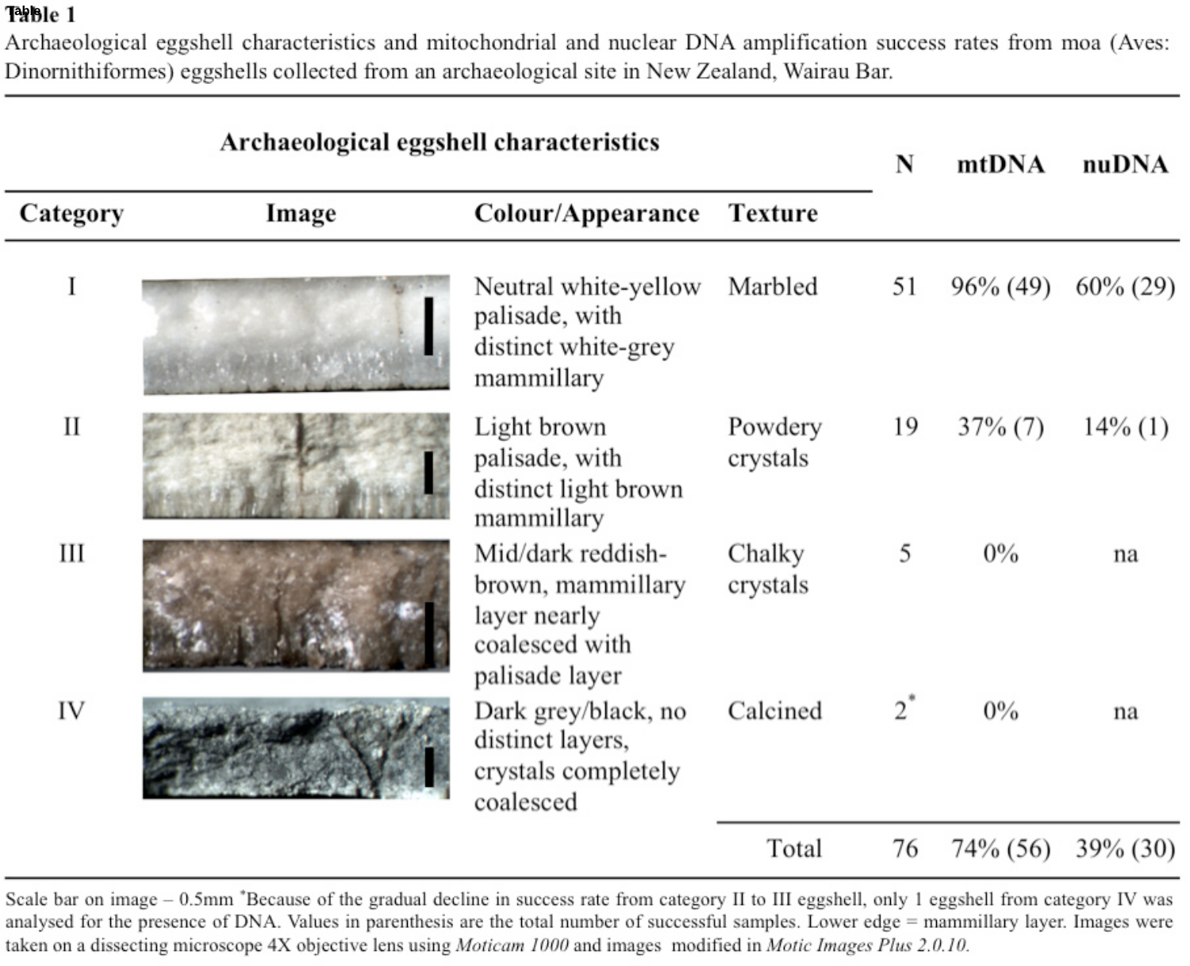**Table 1**

Archaeological eggshell characteristics and mitochondrial and nuclear DNA amplification success rates from moa (Aves: Dinornithiformes) eggshells collected from an archaeological site in New Zealand, Wairau Bar.

| Archaeological eggshell characteristics | | | | N | mtDNA | nuDNA |
|---|---|---|---|---|---|---|
| Category | Image | Colour/Appearance | Texture | | | |
| I | | Neutral white-yellow palisade, with distinct white-grey mammillary | Marbled | 51 | 96% (49) | 60% (29) |
| II | | Light brown palisade, with distinct light brown mammillary | Powdery crystals | 19 | 37% (7) | 14% (1) |
| III | | Mid/dark reddish-brown, mammillary layer nearly coalesced with palisade layer | Chalky crystals | 5 | 0% | na |
| IV | | Dark grey/black, no distinct layers, crystals completely coalesced | Calcined | 2* | 0% | na |
| | | | Total | 76 | 74% (56) | 39% (30) |

Scale bar on image – 0.5mm *Because of the gradual decline in success rate from category II to III eggshell, only 1 eggshell from category IV was analysed for the presence of DNA. Values in parenthesis are the total number of successful samples. Lower edge = mammillary layer. Images were taken on a dissecting microscope 4X objective lens using *Moticam 1000* and images modified in *Motic Images Plus 2.0.10.*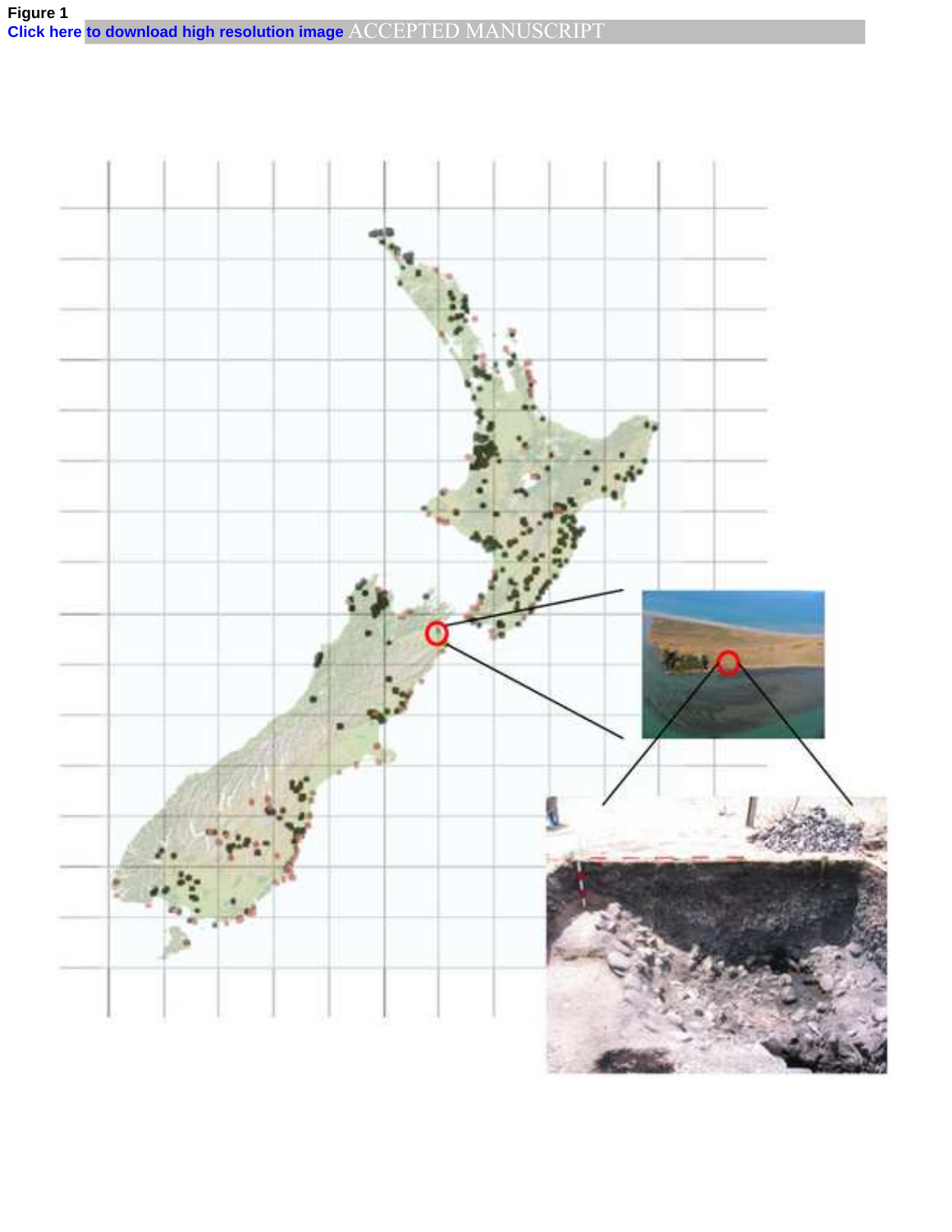Figure 1

Click here to download high resolution image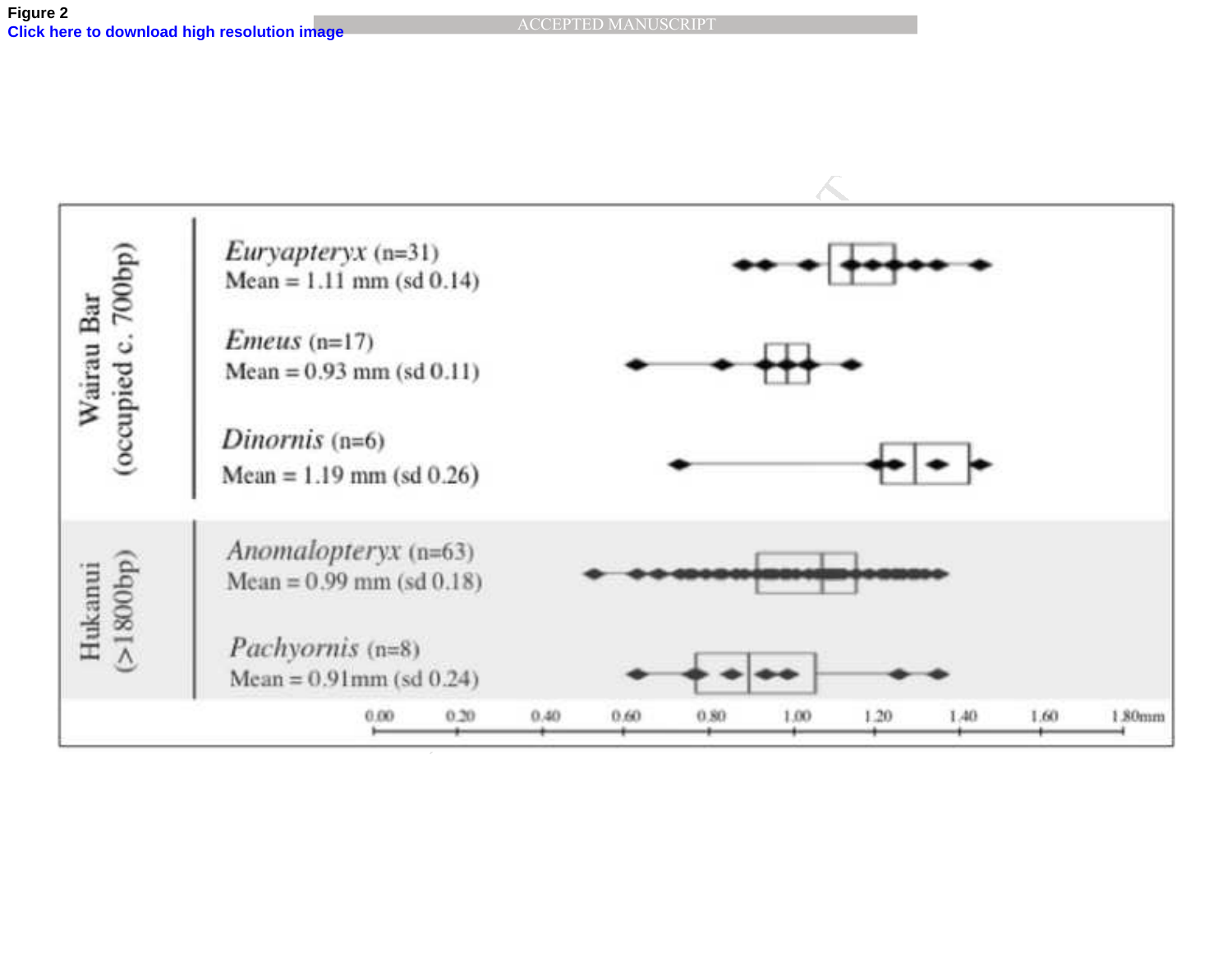Figure 2

| Site | Taxon | Mean |
|---|---|---|
| Wairau Bar (occupied c. 700bp) | *Euryapteryx* (n=31) | Mean = 1.11 mm (sd 0.14) |
| | *Emeus* (n=17) | Mean = 0.93 mm (sd 0.11) |
| | *Dinornis* (n=6) | Mean = 1.19 mm (sd 0.26) |
| Hukanui (>1800bp) | *Anomalopteryx* (n=63) | Mean = 0.99 mm (sd 0.18) |
| | *Pachyornis* (n=8) | Mean = 0.91mm (sd 0.24) |

0.00 0.20 0.40 0.60 0.80 1.00 1.20 1.40 1.60 1.80mm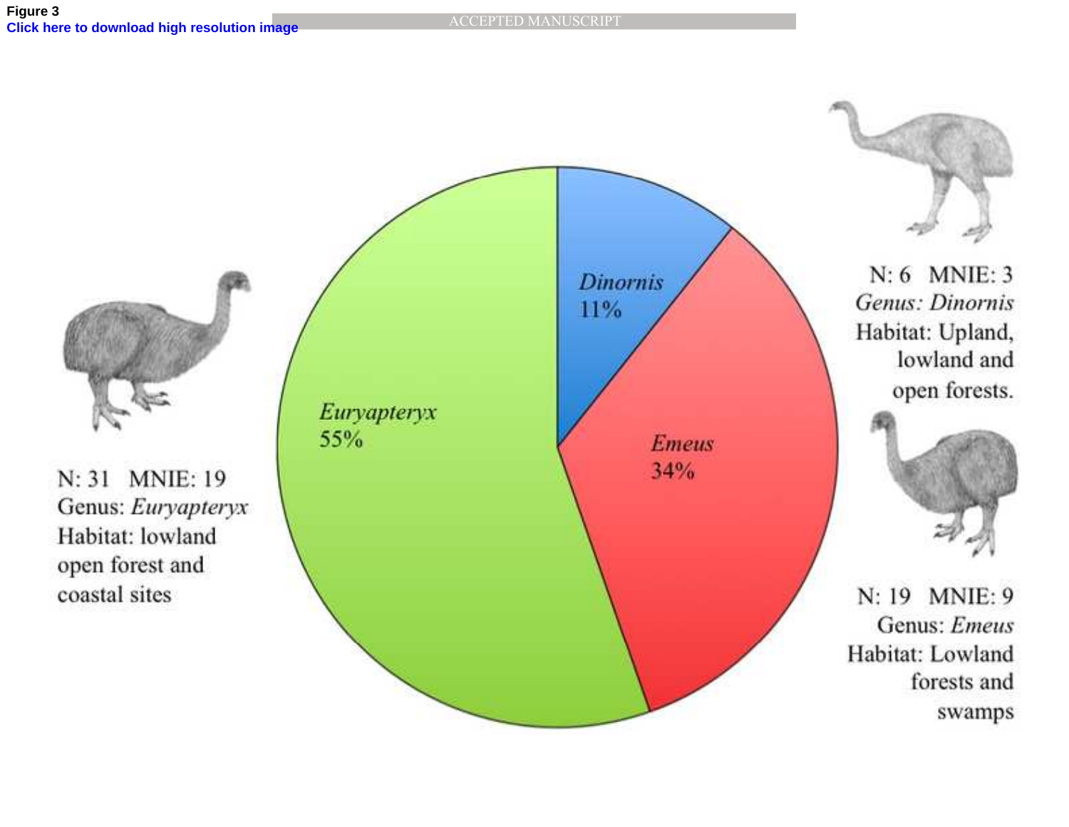Figure 3

Click here to download high resolution image

*Dinornis* 11%

*Emeus* 34%

*Euryapteryx* 55%

N: 6 MNIE: 3
*Genus: Dinornis*
Habitat: Upland, lowland and open forests.

N: 31 MNIE: 19
Genus: *Euryapteryx*
Habitat: lowland open forest and coastal sites

N: 19 MNIE: 9
Genus: *Emeus*
Habitat: Lowland forests and swamps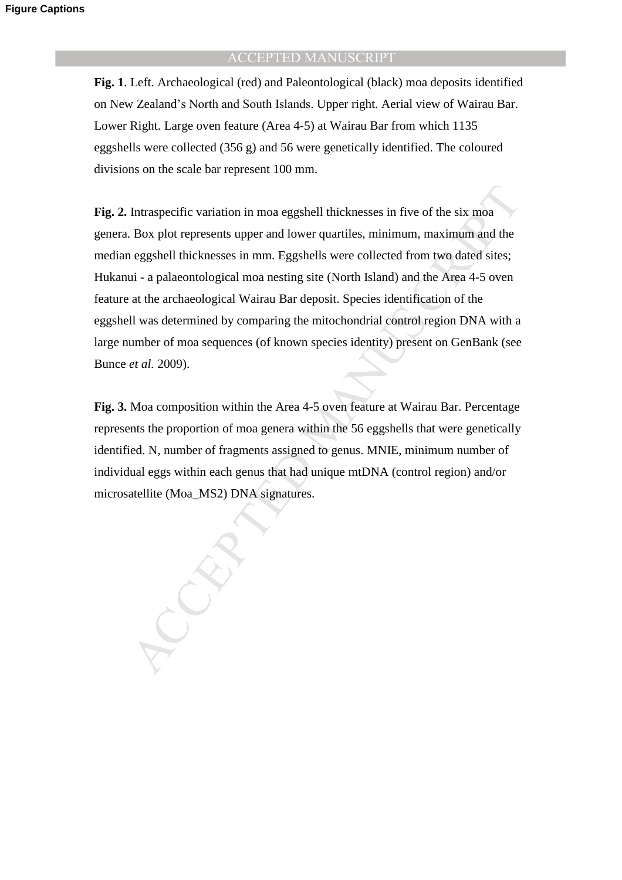# Figure Captions

**Fig. 1**. Left. Archaeological (red) and Paleontological (black) moa deposits identified on New Zealand's North and South Islands. Upper right. Aerial view of Wairau Bar. Lower Right. Large oven feature (Area 4-5) at Wairau Bar from which 1135 eggshells were collected (356 g) and 56 were genetically identified. The coloured divisions on the scale bar represent 100 mm.

**Fig. 2.** Intraspecific variation in moa eggshell thicknesses in five of the six moa genera. Box plot represents upper and lower quartiles, minimum, maximum and the median eggshell thicknesses in mm. Eggshells were collected from two dated sites; Hukanui - a palaeontological moa nesting site (North Island) and the Area 4-5 oven feature at the archaeological Wairau Bar deposit. Species identification of the eggshell was determined by comparing the mitochondrial control region DNA with a large number of moa sequences (of known species identity) present on GenBank (see Bunce *et al.* 2009).

**Fig. 3.** Moa composition within the Area 4-5 oven feature at Wairau Bar. Percentage represents the proportion of moa genera within the 56 eggshells that were genetically identified. N, number of fragments assigned to genus. MNIE, minimum number of individual eggs within each genus that had unique mtDNA (control region) and/or microsatellite (Moa_MS2) DNA signatures.